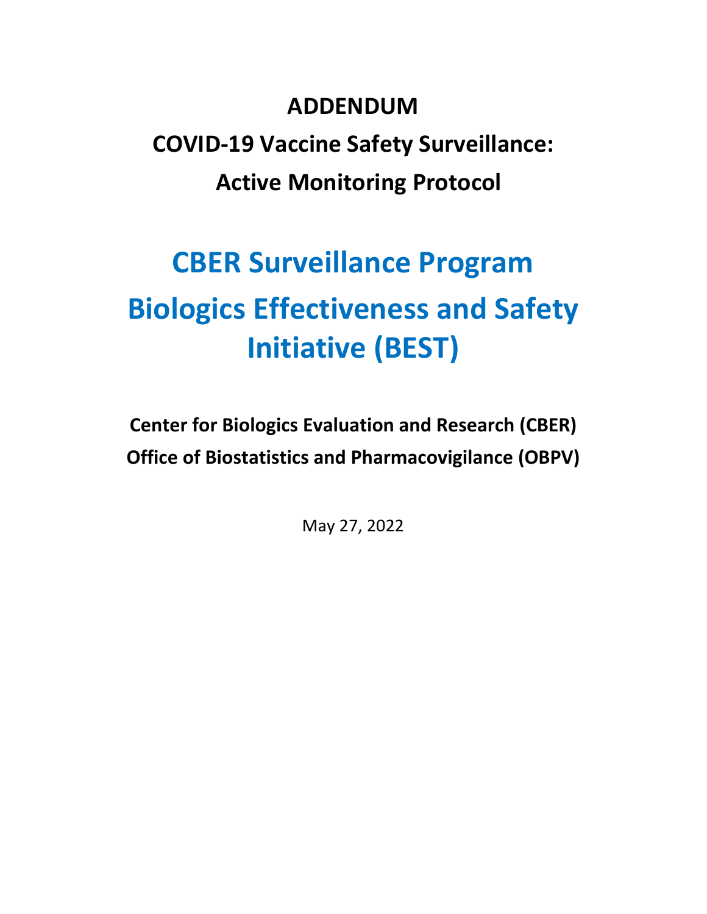# ADDENDUM

# COVID-19 Vaccine Safety Surveillance: Active Monitoring Protocol

# CBER Surveillance Program Biologics Effectiveness and Safety Initiative (BEST)

**Center for Biologics Evaluation and Research (CBER)**
**Office of Biostatistics and Pharmacovigilance (OBPV)**

May 27, 2022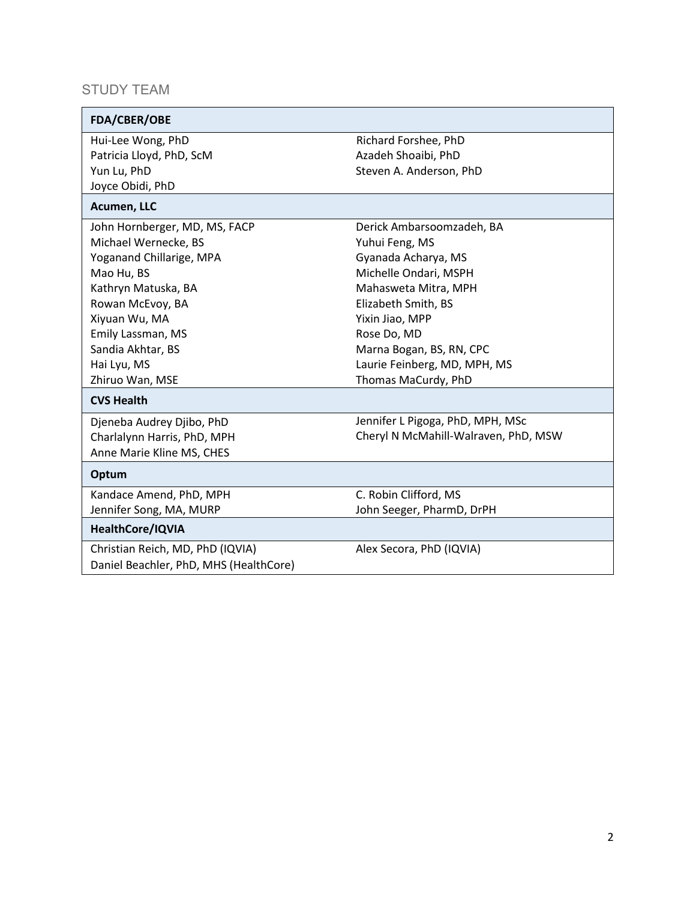## STUDY TEAM

| FDA/CBER/OBE | |
|---|---|
| Hui-Lee Wong, PhD<br>Patricia Lloyd, PhD, ScM<br>Yun Lu, PhD<br>Joyce Obidi, PhD | Richard Forshee, PhD<br>Azadeh Shoaibi, PhD<br>Steven A. Anderson, PhD |
| **Acumen, LLC** | |
| John Hornberger, MD, MS, FACP<br>Michael Wernecke, BS<br>Yoganand Chillarige, MPA<br>Mao Hu, BS<br>Kathryn Matuska, BA<br>Rowan McEvoy, BA<br>Xiyuan Wu, MA<br>Emily Lassman, MS<br>Sandia Akhtar, BS<br>Hai Lyu, MS<br>Zhiruo Wan, MSE | Derick Ambarsoomzadeh, BA<br>Yuhui Feng, MS<br>Gyanada Acharya, MS<br>Michelle Ondari, MSPH<br>Mahasweta Mitra, MPH<br>Elizabeth Smith, BS<br>Yixin Jiao, MPP<br>Rose Do, MD<br>Marna Bogan, BS, RN, CPC<br>Laurie Feinberg, MD, MPH, MS<br>Thomas MaCurdy, PhD |
| **CVS Health** | |
| Djeneba Audrey Djibo, PhD<br>Charlalynn Harris, PhD, MPH<br>Anne Marie Kline MS, CHES | Jennifer L Pigoga, PhD, MPH, MSc<br>Cheryl N McMahill-Walraven, PhD, MSW |
| **Optum** | |
| Kandace Amend, PhD, MPH<br>Jennifer Song, MA, MURP | C. Robin Clifford, MS<br>John Seeger, PharmD, DrPH |
| **HealthCore/IQVIA** | |
| Christian Reich, MD, PhD (IQVIA)<br>Daniel Beachler, PhD, MHS (HealthCore) | Alex Secora, PhD (IQVIA) |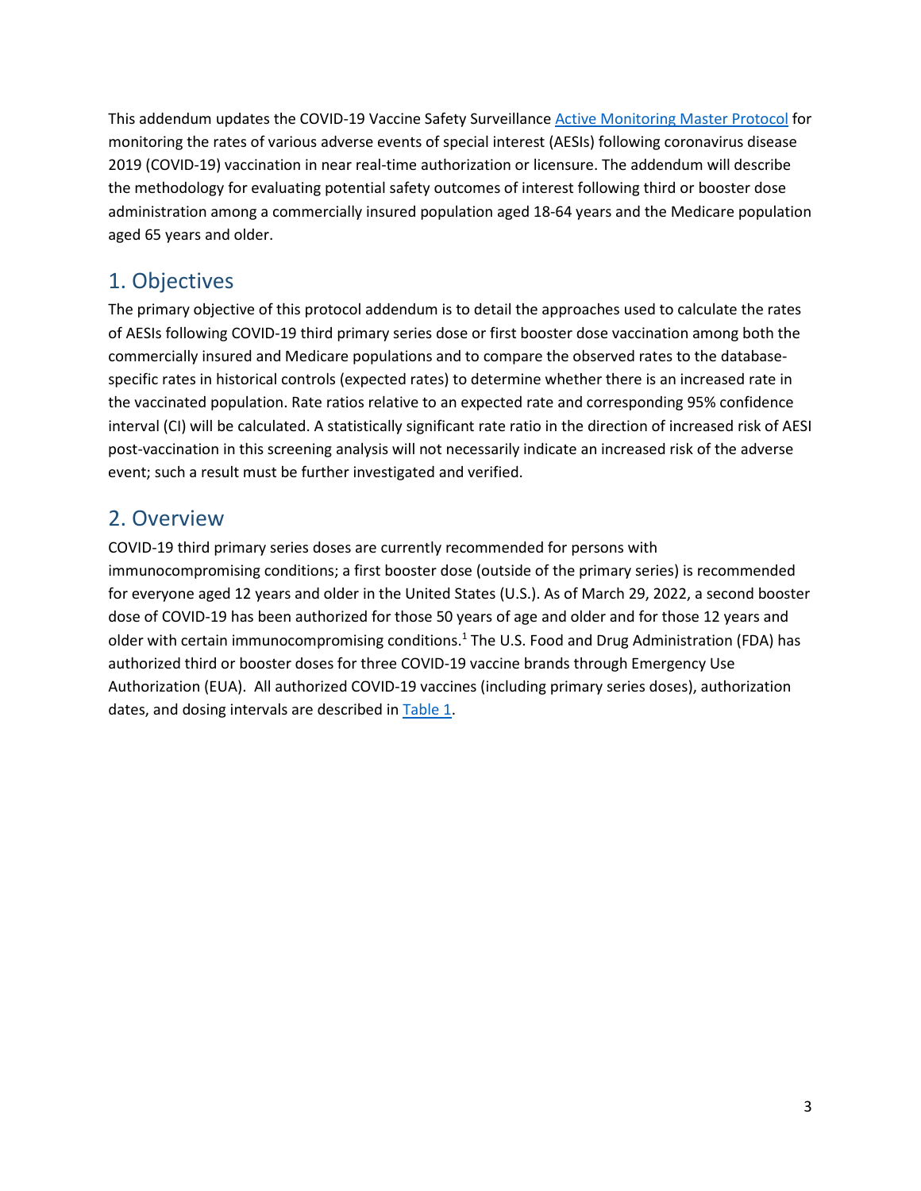This addendum updates the COVID-19 Vaccine Safety Surveillance [Active Monitoring Master Protocol](#) for monitoring the rates of various adverse events of special interest (AESIs) following coronavirus disease 2019 (COVID-19) vaccination in near real-time authorization or licensure. The addendum will describe the methodology for evaluating potential safety outcomes of interest following third or booster dose administration among a commercially insured population aged 18-64 years and the Medicare population aged 65 years and older.

## 1. Objectives

The primary objective of this protocol addendum is to detail the approaches used to calculate the rates of AESIs following COVID-19 third primary series dose or first booster dose vaccination among both the commercially insured and Medicare populations and to compare the observed rates to the database-specific rates in historical controls (expected rates) to determine whether there is an increased rate in the vaccinated population. Rate ratios relative to an expected rate and corresponding 95% confidence interval (CI) will be calculated. A statistically significant rate ratio in the direction of increased risk of AESI post-vaccination in this screening analysis will not necessarily indicate an increased risk of the adverse event; such a result must be further investigated and verified.

## 2. Overview

COVID-19 third primary series doses are currently recommended for persons with immunocompromising conditions; a first booster dose (outside of the primary series) is recommended for everyone aged 12 years and older in the United States (U.S.). As of March 29, 2022, a second booster dose of COVID-19 has been authorized for those 50 years of age and older and for those 12 years and older with certain immunocompromising conditions.[1] The U.S. Food and Drug Administration (FDA) has authorized third or booster doses for three COVID-19 vaccine brands through Emergency Use Authorization (EUA). All authorized COVID-19 vaccines (including primary series doses), authorization dates, and dosing intervals are described in [Table 1](#).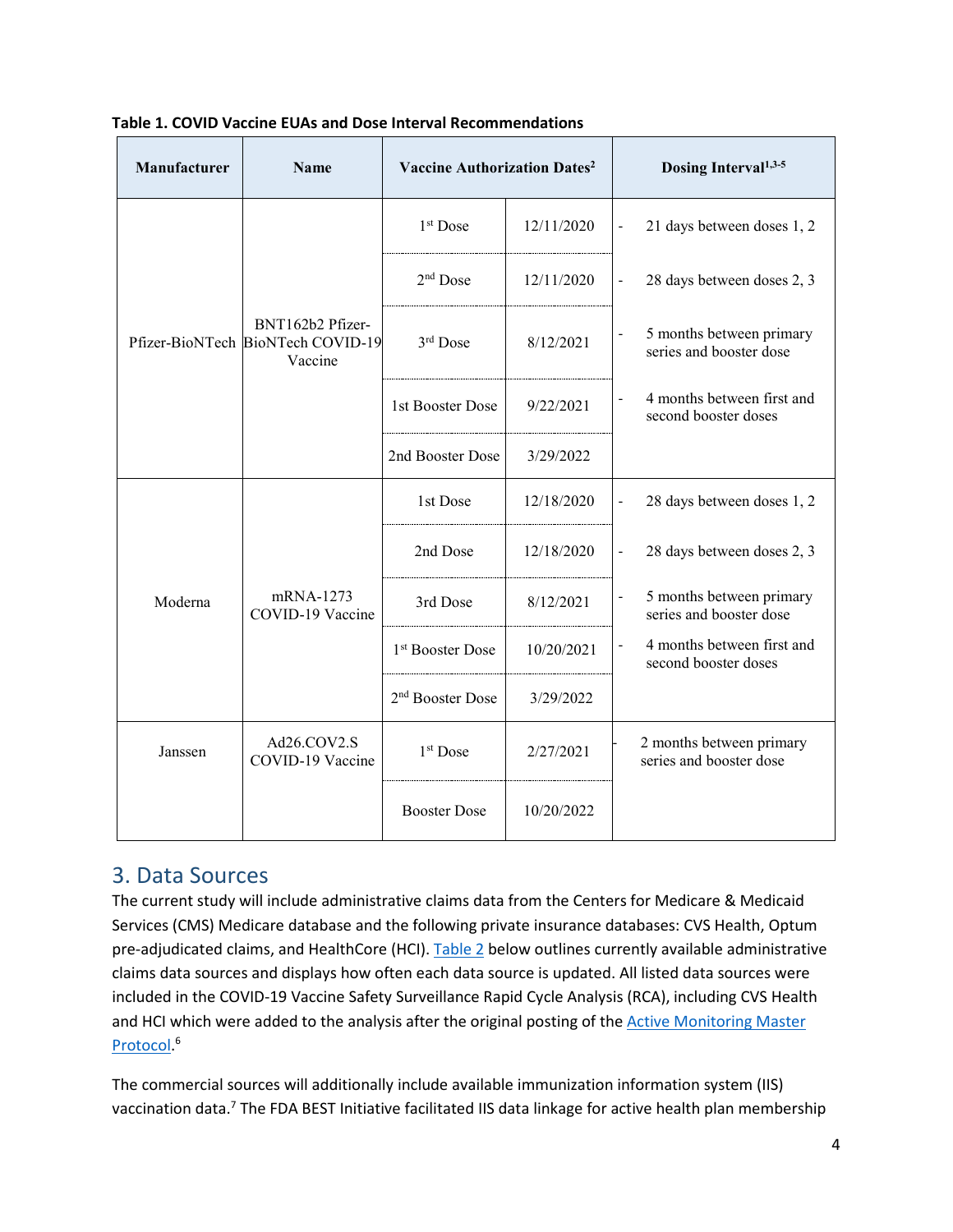**Table 1. COVID Vaccine EUAs and Dose Interval Recommendations**

| Manufacturer | Name | Vaccine Authorization Dates[2] | | Dosing Interval[1,3-5] |
|---|---|---|---|---|
| Pfizer-BioNTech | BNT162b2 Pfizer-BioNTech COVID-19 Vaccine | 1st Dose | 12/11/2020 | - 21 days between doses 1, 2 |
| | | 2nd Dose | 12/11/2020 | - 28 days between doses 2, 3 |
| | | 3rd Dose | 8/12/2021 | - 5 months between primary series and booster dose |
| | | 1st Booster Dose | 9/22/2021 | - 4 months between first and second booster doses |
| | | 2nd Booster Dose | 3/29/2022 | |
| Moderna | mRNA-1273 COVID-19 Vaccine | 1st Dose | 12/18/2020 | - 28 days between doses 1, 2 |
| | | 2nd Dose | 12/18/2020 | - 28 days between doses 2, 3 |
| | | 3rd Dose | 8/12/2021 | - 5 months between primary series and booster dose |
| | | 1st Booster Dose | 10/20/2021 | - 4 months between first and second booster doses |
| | | 2nd Booster Dose | 3/29/2022 | |
| Janssen | Ad26.COV2.S COVID-19 Vaccine | 1st Dose | 2/27/2021 | - 2 months between primary series and booster dose |
| | | Booster Dose | 10/20/2022 | |

## 3. Data Sources

The current study will include administrative claims data from the Centers for Medicare & Medicaid Services (CMS) Medicare database and the following private insurance databases: CVS Health, Optum pre-adjudicated claims, and HealthCore (HCI). Table 2 below outlines currently available administrative claims data sources and displays how often each data source is updated. All listed data sources were included in the COVID-19 Vaccine Safety Surveillance Rapid Cycle Analysis (RCA), including CVS Health and HCI which were added to the analysis after the original posting of the Active Monitoring Master Protocol.[6]

The commercial sources will additionally include available immunization information system (IIS) vaccination data.[7] The FDA BEST Initiative facilitated IIS data linkage for active health plan membership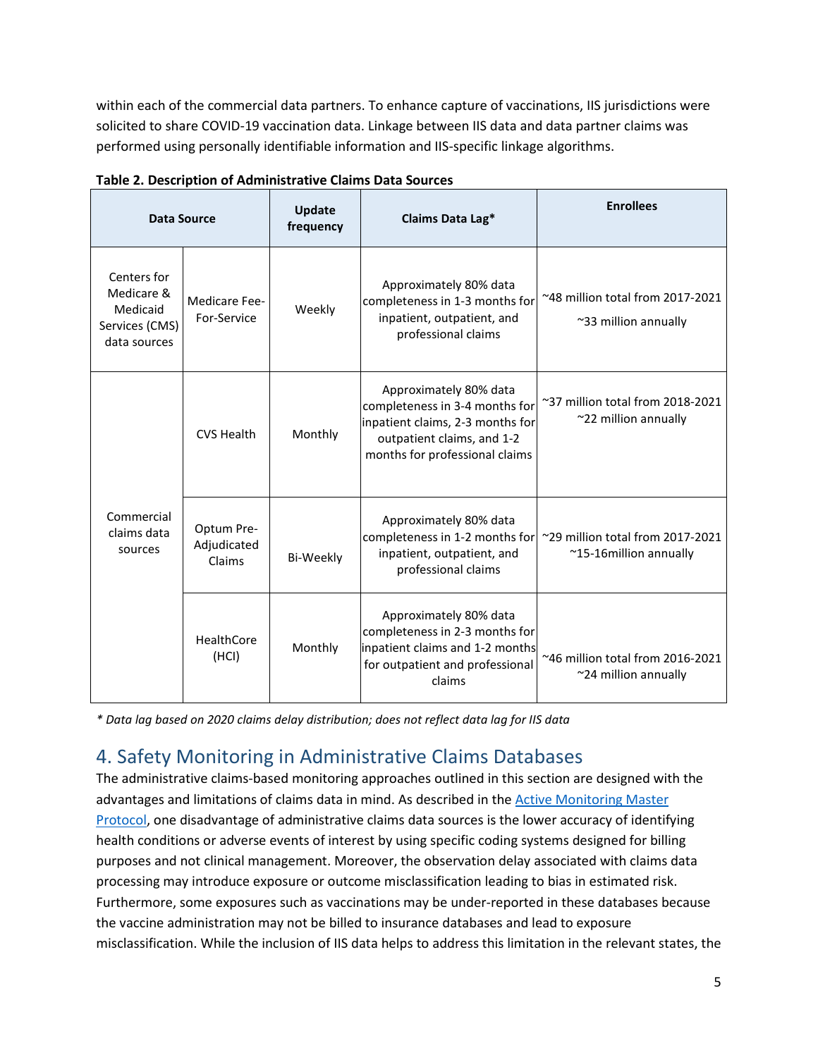within each of the commercial data partners. To enhance capture of vaccinations, IIS jurisdictions were solicited to share COVID-19 vaccination data. Linkage between IIS data and data partner claims was performed using personally identifiable information and IIS-specific linkage algorithms.

**Table 2. Description of Administrative Claims Data Sources**

| Data Source | | Update frequency | Claims Data Lag* | Enrollees |
|---|---|---|---|---|
| Centers for Medicare & Medicaid Services (CMS) data sources | Medicare Fee-For-Service | Weekly | Approximately 80% data completeness in 1-3 months for inpatient, outpatient, and professional claims | ~48 million total from 2017-2021<br>~33 million annually |
| Commercial claims data sources | CVS Health | Monthly | Approximately 80% data completeness in 3-4 months for inpatient claims, 2-3 months for outpatient claims, and 1-2 months for professional claims | ~37 million total from 2018-2021<br>~22 million annually |
| | Optum Pre-Adjudicated Claims | Bi-Weekly | Approximately 80% data completeness in 1-2 months for inpatient, outpatient, and professional claims | ~29 million total from 2017-2021<br>~15-16million annually |
| | HealthCore (HCI) | Monthly | Approximately 80% data completeness in 2-3 months for inpatient claims and 1-2 months for outpatient and professional claims | ~46 million total from 2016-2021<br>~24 million annually |

*\* Data lag based on 2020 claims delay distribution; does not reflect data lag for IIS data*

## 4. Safety Monitoring in Administrative Claims Databases

The administrative claims-based monitoring approaches outlined in this section are designed with the advantages and limitations of claims data in mind. As described in the Active Monitoring Master Protocol, one disadvantage of administrative claims data sources is the lower accuracy of identifying health conditions or adverse events of interest by using specific coding systems designed for billing purposes and not clinical management. Moreover, the observation delay associated with claims data processing may introduce exposure or outcome misclassification leading to bias in estimated risk. Furthermore, some exposures such as vaccinations may be under-reported in these databases because the vaccine administration may not be billed to insurance databases and lead to exposure misclassification. While the inclusion of IIS data helps to address this limitation in the relevant states, the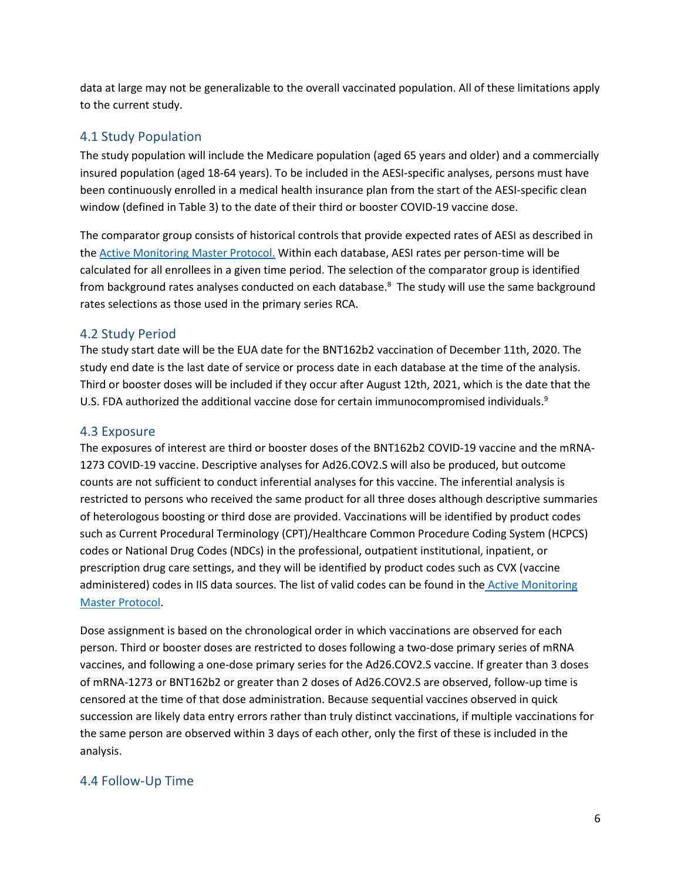data at large may not be generalizable to the overall vaccinated population. All of these limitations apply to the current study.

## 4.1 Study Population

The study population will include the Medicare population (aged 65 years and older) and a commercially insured population (aged 18-64 years). To be included in the AESI-specific analyses, persons must have been continuously enrolled in a medical health insurance plan from the start of the AESI-specific clean window (defined in Table 3) to the date of their third or booster COVID-19 vaccine dose.

The comparator group consists of historical controls that provide expected rates of AESI as described in the Active Monitoring Master Protocol. Within each database, AESI rates per person-time will be calculated for all enrollees in a given time period. The selection of the comparator group is identified from background rates analyses conducted on each database.[8] The study will use the same background rates selections as those used in the primary series RCA.

## 4.2 Study Period

The study start date will be the EUA date for the BNT162b2 vaccination of December 11th, 2020. The study end date is the last date of service or process date in each database at the time of the analysis. Third or booster doses will be included if they occur after August 12th, 2021, which is the date that the U.S. FDA authorized the additional vaccine dose for certain immunocompromised individuals.[9]

## 4.3 Exposure

The exposures of interest are third or booster doses of the BNT162b2 COVID-19 vaccine and the mRNA-1273 COVID-19 vaccine. Descriptive analyses for Ad26.COV2.S will also be produced, but outcome counts are not sufficient to conduct inferential analyses for this vaccine. The inferential analysis is restricted to persons who received the same product for all three doses although descriptive summaries of heterologous boosting or third dose are provided. Vaccinations will be identified by product codes such as Current Procedural Terminology (CPT)/Healthcare Common Procedure Coding System (HCPCS) codes or National Drug Codes (NDCs) in the professional, outpatient institutional, inpatient, or prescription drug care settings, and they will be identified by product codes such as CVX (vaccine administered) codes in IIS data sources. The list of valid codes can be found in the Active Monitoring Master Protocol.

Dose assignment is based on the chronological order in which vaccinations are observed for each person. Third or booster doses are restricted to doses following a two-dose primary series of mRNA vaccines, and following a one-dose primary series for the Ad26.COV2.S vaccine. If greater than 3 doses of mRNA-1273 or BNT162b2 or greater than 2 doses of Ad26.COV2.S are observed, follow-up time is censored at the time of that dose administration. Because sequential vaccines observed in quick succession are likely data entry errors rather than truly distinct vaccinations, if multiple vaccinations for the same person are observed within 3 days of each other, only the first of these is included in the analysis.

## 4.4 Follow-Up Time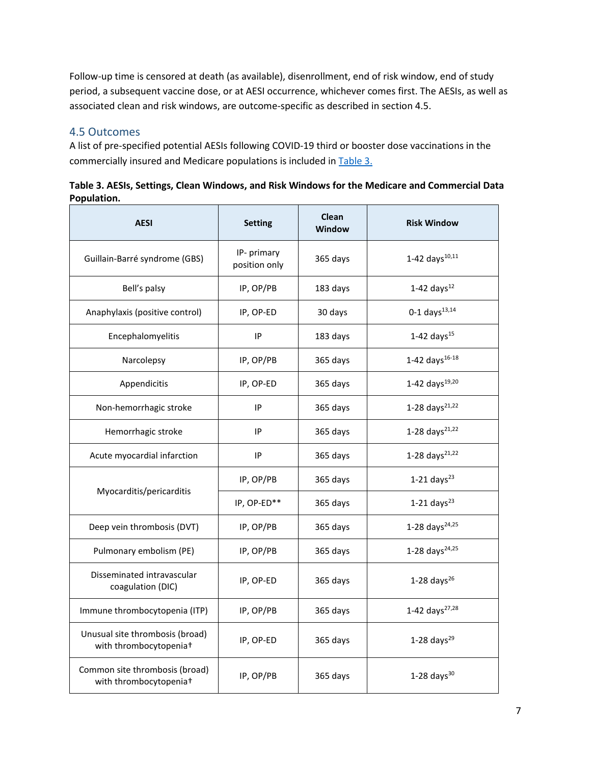Follow-up time is censored at death (as available), disenrollment, end of risk window, end of study period, a subsequent vaccine dose, or at AESI occurrence, whichever comes first. The AESIs, as well as associated clean and risk windows, are outcome-specific as described in section 4.5.

## 4.5 Outcomes

A list of pre-specified potential AESIs following COVID-19 third or booster dose vaccinations in the commercially insured and Medicare populations is included in Table 3.

**Table 3. AESIs, Settings, Clean Windows, and Risk Windows for the Medicare and Commercial Data Population.**

| AESI | Setting | Clean Window | Risk Window |
|---|---|---|---|
| Guillain-Barré syndrome (GBS) | IP- primary position only | 365 days | 1-42 days[10,11] |
| Bell's palsy | IP, OP/PB | 183 days | 1-42 days[12] |
| Anaphylaxis (positive control) | IP, OP-ED | 30 days | 0-1 days[13,14] |
| Encephalomyelitis | IP | 183 days | 1-42 days[15] |
| Narcolepsy | IP, OP/PB | 365 days | 1-42 days[16-18] |
| Appendicitis | IP, OP-ED | 365 days | 1-42 days[19,20] |
| Non-hemorrhagic stroke | IP | 365 days | 1-28 days[21,22] |
| Hemorrhagic stroke | IP | 365 days | 1-28 days[21,22] |
| Acute myocardial infarction | IP | 365 days | 1-28 days[21,22] |
| Myocarditis/pericarditis | IP, OP/PB | 365 days | 1-21 days[23] |
| | IP, OP-ED** | 365 days | 1-21 days[23] |
| Deep vein thrombosis (DVT) | IP, OP/PB | 365 days | 1-28 days[24,25] |
| Pulmonary embolism (PE) | IP, OP/PB | 365 days | 1-28 days[24,25] |
| Disseminated intravascular coagulation (DIC) | IP, OP-ED | 365 days | 1-28 days[26] |
| Immune thrombocytopenia (ITP) | IP, OP/PB | 365 days | 1-42 days[27,28] |
| Unusual site thrombosis (broad) with thrombocytopenia† | IP, OP-ED | 365 days | 1-28 days[29] |
| Common site thrombosis (broad) with thrombocytopenia† | IP, OP/PB | 365 days | 1-28 days[30] |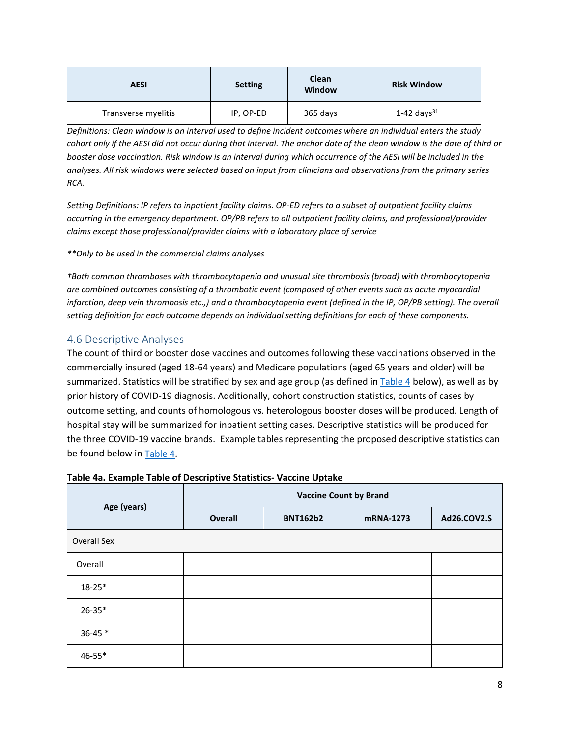| AESI | Setting | Clean Window | Risk Window |
| --- | --- | --- | --- |
| Transverse myelitis | IP, OP-ED | 365 days | 1-42 days[31] |

*Definitions: Clean window is an interval used to define incident outcomes where an individual enters the study cohort only if the AESI did not occur during that interval. The anchor date of the clean window is the date of third or booster dose vaccination. Risk window is an interval during which occurrence of the AESI will be included in the analyses. All risk windows were selected based on input from clinicians and observations from the primary series RCA.*

*Setting Definitions: IP refers to inpatient facility claims. OP-ED refers to a subset of outpatient facility claims occurring in the emergency department. OP/PB refers to all outpatient facility claims, and professional/provider claims except those professional/provider claims with a laboratory place of service*

*\*\*Only to be used in the commercial claims analyses*

*†Both common thromboses with thrombocytopenia and unusual site thrombosis (broad) with thrombocytopenia are combined outcomes consisting of a thrombotic event (composed of other events such as acute myocardial infarction, deep vein thrombosis etc.,) and a thrombocytopenia event (defined in the IP, OP/PB setting). The overall setting definition for each outcome depends on individual setting definitions for each of these components.*

## 4.6 Descriptive Analyses

The count of third or booster dose vaccines and outcomes following these vaccinations observed in the commercially insured (aged 18-64 years) and Medicare populations (aged 65 years and older) will be summarized. Statistics will be stratified by sex and age group (as defined in [Table 4](#) below), as well as by prior history of COVID-19 diagnosis. Additionally, cohort construction statistics, counts of cases by outcome setting, and counts of homologous vs. heterologous booster doses will be produced. Length of hospital stay will be summarized for inpatient setting cases. Descriptive statistics will be produced for the three COVID-19 vaccine brands. Example tables representing the proposed descriptive statistics can be found below in [Table 4](#).

**Table 4a. Example Table of Descriptive Statistics- Vaccine Uptake**

| Age (years) | Vaccine Count by Brand | | | |
| --- | --- | --- | --- | --- |
| | **Overall** | **BNT162b2** | **mRNA-1273** | **Ad26.COV2.S** |
| Overall Sex | | | | |
| Overall | | | | |
| 18-25* | | | | |
| 26-35* | | | | |
| 36-45 * | | | | |
| 46-55* | | | | |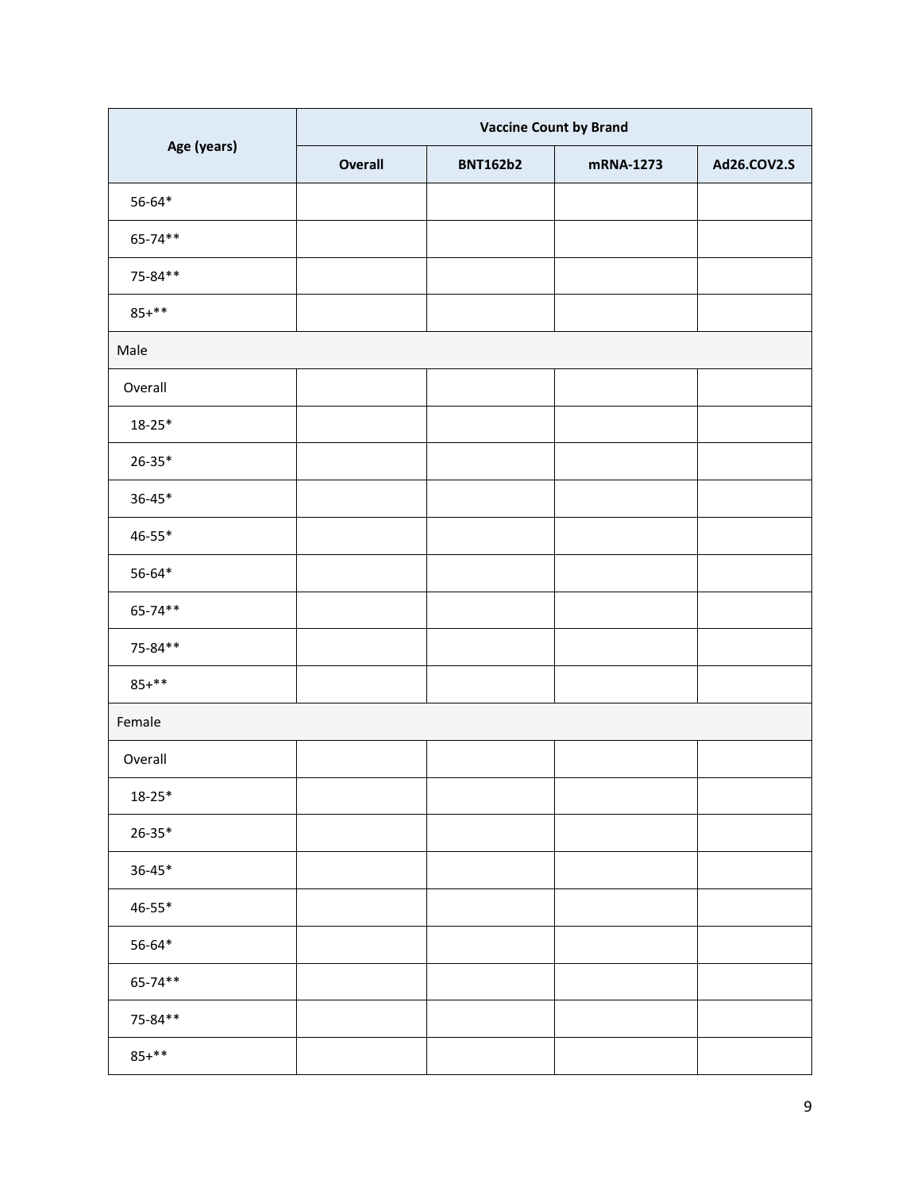| Age (years) | Vaccine Count by Brand | | | |
|---|---|---|---|---|
| | Overall | BNT162b2 | mRNA-1273 | Ad26.COV2.S |
| 56-64* | | | | |
| 65-74** | | | | |
| 75-84** | | | | |
| 85+** | | | | |
| Male | | | | |
| Overall | | | | |
| 18-25* | | | | |
| 26-35* | | | | |
| 36-45* | | | | |
| 46-55* | | | | |
| 56-64* | | | | |
| 65-74** | | | | |
| 75-84** | | | | |
| 85+** | | | | |
| Female | | | | |
| Overall | | | | |
| 18-25* | | | | |
| 26-35* | | | | |
| 36-45* | | | | |
| 46-55* | | | | |
| 56-64* | | | | |
| 65-74** | | | | |
| 75-84** | | | | |
| 85+** | | | | |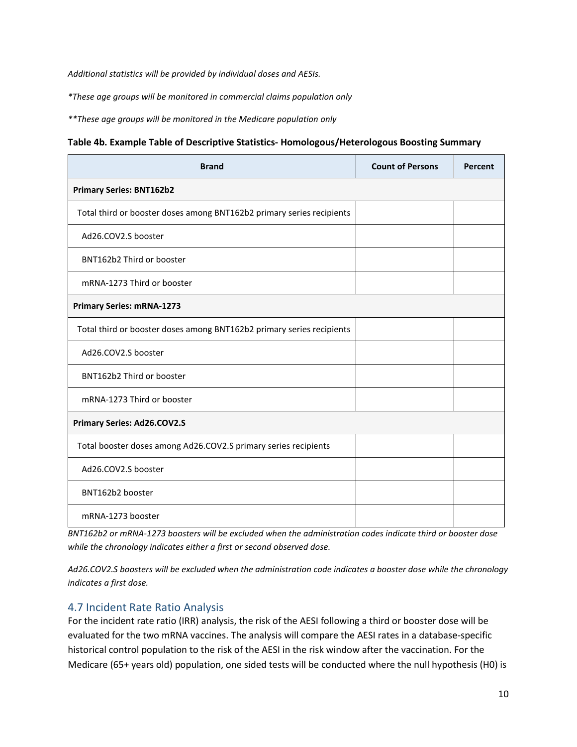*Additional statistics will be provided by individual doses and AESIs.*

*\*These age groups will be monitored in commercial claims population only*

*\*\*These age groups will be monitored in the Medicare population only*

**Table 4b. Example Table of Descriptive Statistics- Homologous/Heterologous Boosting Summary**

| Brand | Count of Persons | Percent |
|---|---|---|
| **Primary Series: BNT162b2** | | |
| Total third or booster doses among BNT162b2 primary series recipients | | |
| Ad26.COV2.S booster | | |
| BNT162b2 Third or booster | | |
| mRNA-1273 Third or booster | | |
| **Primary Series: mRNA-1273** | | |
| Total third or booster doses among BNT162b2 primary series recipients | | |
| Ad26.COV2.S booster | | |
| BNT162b2 Third or booster | | |
| mRNA-1273 Third or booster | | |
| **Primary Series: Ad26.COV2.S** | | |
| Total booster doses among Ad26.COV2.S primary series recipients | | |
| Ad26.COV2.S booster | | |
| BNT162b2 booster | | |
| mRNA-1273 booster | | |

*BNT162b2 or mRNA-1273 boosters will be excluded when the administration codes indicate third or booster dose while the chronology indicates either a first or second observed dose.*

*Ad26.COV2.S boosters will be excluded when the administration code indicates a booster dose while the chronology indicates a first dose.*

## 4.7 Incident Rate Ratio Analysis

For the incident rate ratio (IRR) analysis, the risk of the AESI following a third or booster dose will be evaluated for the two mRNA vaccines. The analysis will compare the AESI rates in a database-specific historical control population to the risk of the AESI in the risk window after the vaccination. For the Medicare (65+ years old) population, one sided tests will be conducted where the null hypothesis (H0) is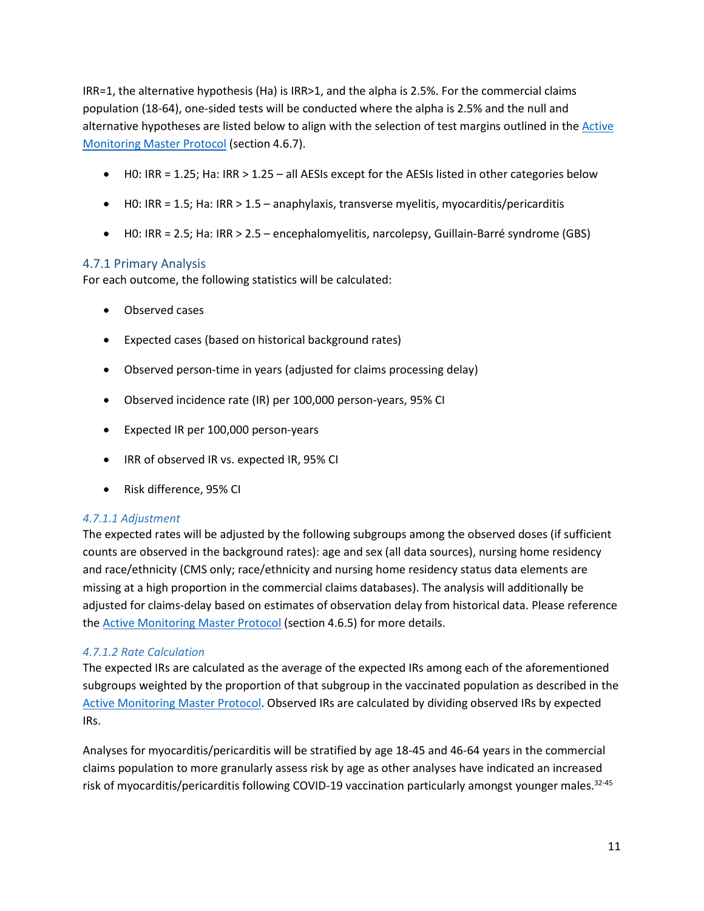IRR=1, the alternative hypothesis (Ha) is IRR>1, and the alpha is 2.5%. For the commercial claims population (18-64), one-sided tests will be conducted where the alpha is 2.5% and the null and alternative hypotheses are listed below to align with the selection of test margins outlined in the Active Monitoring Master Protocol (section 4.6.7).

- H0: IRR = 1.25; Ha: IRR > 1.25 – all AESIs except for the AESIs listed in other categories below
- H0: IRR = 1.5; Ha: IRR > 1.5 – anaphylaxis, transverse myelitis, myocarditis/pericarditis
- H0: IRR = 2.5; Ha: IRR > 2.5 – encephalomyelitis, narcolepsy, Guillain-Barré syndrome (GBS)

### 4.7.1 Primary Analysis

For each outcome, the following statistics will be calculated:

- Observed cases
- Expected cases (based on historical background rates)
- Observed person-time in years (adjusted for claims processing delay)
- Observed incidence rate (IR) per 100,000 person-years, 95% CI
- Expected IR per 100,000 person-years
- IRR of observed IR vs. expected IR, 95% CI
- Risk difference, 95% CI

#### *4.7.1.1 Adjustment*

The expected rates will be adjusted by the following subgroups among the observed doses (if sufficient counts are observed in the background rates): age and sex (all data sources), nursing home residency and race/ethnicity (CMS only; race/ethnicity and nursing home residency status data elements are missing at a high proportion in the commercial claims databases). The analysis will additionally be adjusted for claims-delay based on estimates of observation delay from historical data. Please reference the Active Monitoring Master Protocol (section 4.6.5) for more details.

#### *4.7.1.2 Rate Calculation*

The expected IRs are calculated as the average of the expected IRs among each of the aforementioned subgroups weighted by the proportion of that subgroup in the vaccinated population as described in the Active Monitoring Master Protocol. Observed IRs are calculated by dividing observed IRs by expected IRs.

Analyses for myocarditis/pericarditis will be stratified by age 18-45 and 46-64 years in the commercial claims population to more granularly assess risk by age as other analyses have indicated an increased risk of myocarditis/pericarditis following COVID-19 vaccination particularly amongst younger males.[32-45]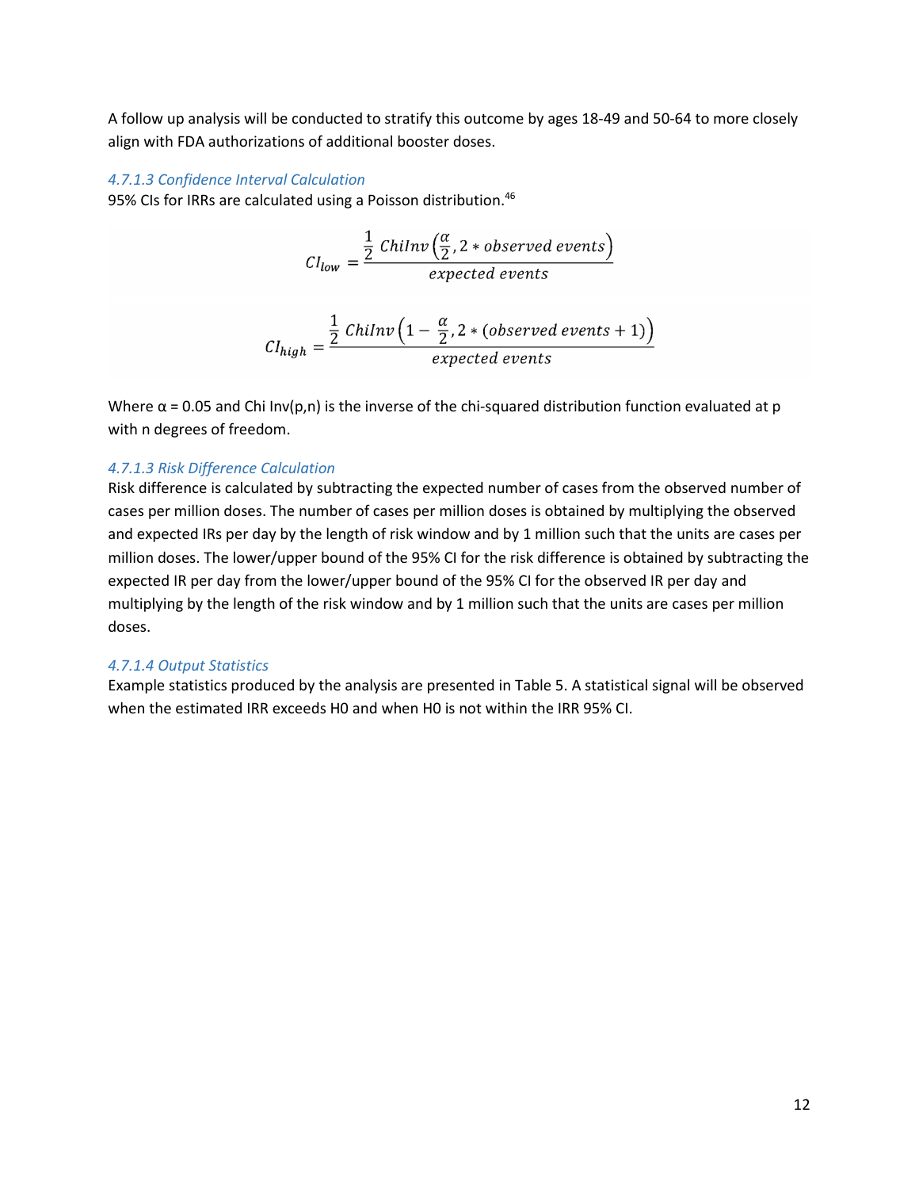A follow up analysis will be conducted to stratify this outcome by ages 18-49 and 50-64 to more closely align with FDA authorizations of additional booster doses.

#### *4.7.1.3 Confidence Interval Calculation*

95% CIs for IRRs are calculated using a Poisson distribution.[46]

$$CI_{low} = \frac{\frac{1}{2}\ ChiInv\left(\frac{\alpha}{2}, 2 * observed\ events\right)}{expected\ events}$$

$$CI_{high} = \frac{\frac{1}{2}\ ChiInv\left(1 - \frac{\alpha}{2}, 2 * (observed\ events + 1)\right)}{expected\ events}$$

Where α = 0.05 and Chi Inv(p,n) is the inverse of the chi-squared distribution function evaluated at p with n degrees of freedom.

#### *4.7.1.3 Risk Difference Calculation*

Risk difference is calculated by subtracting the expected number of cases from the observed number of cases per million doses. The number of cases per million doses is obtained by multiplying the observed and expected IRs per day by the length of risk window and by 1 million such that the units are cases per million doses. The lower/upper bound of the 95% CI for the risk difference is obtained by subtracting the expected IR per day from the lower/upper bound of the 95% CI for the observed IR per day and multiplying by the length of the risk window and by 1 million such that the units are cases per million doses.

#### *4.7.1.4 Output Statistics*

Example statistics produced by the analysis are presented in Table 5. A statistical signal will be observed when the estimated IRR exceeds H0 and when H0 is not within the IRR 95% CI.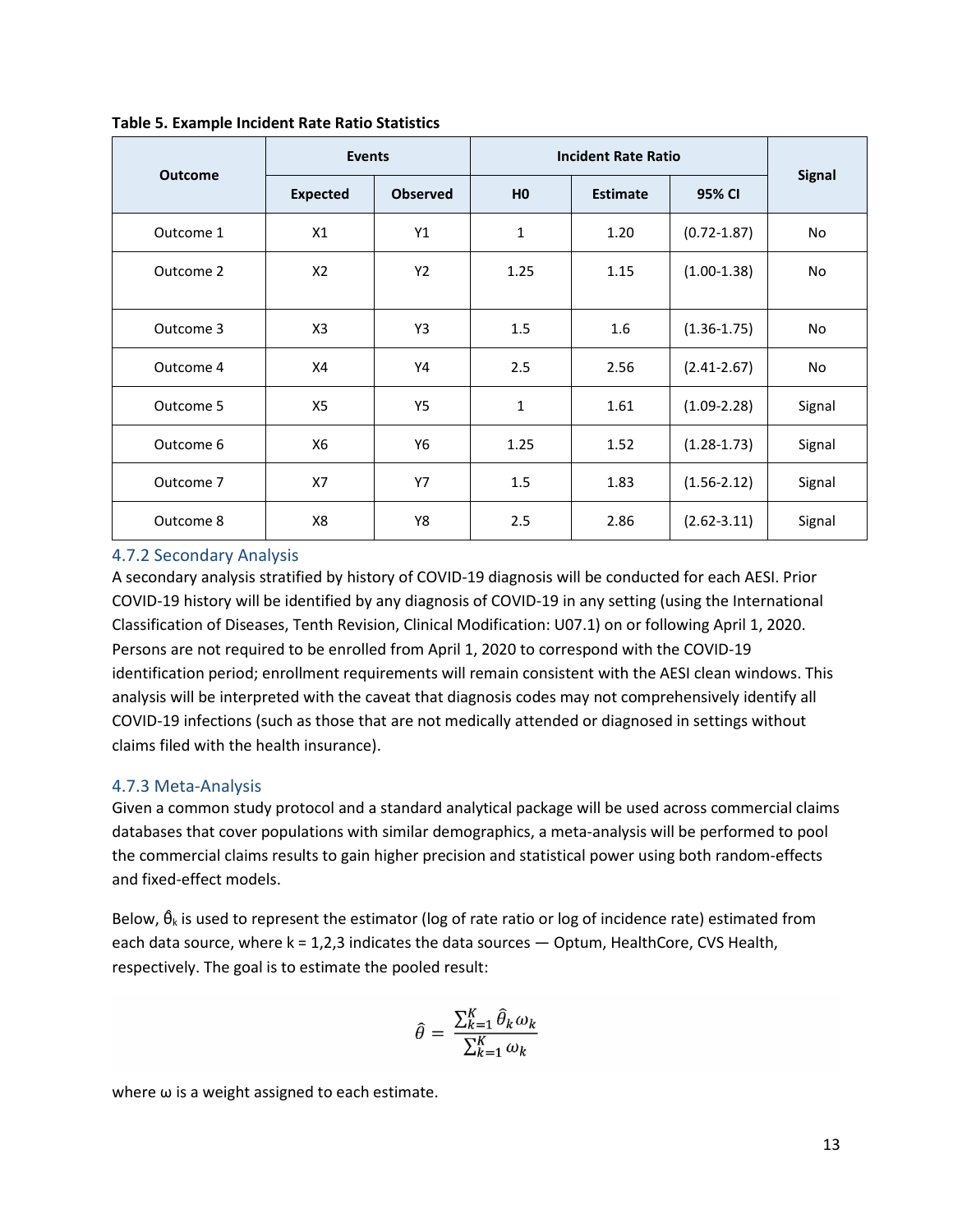**Table 5. Example Incident Rate Ratio Statistics**

| Outcome | Events | | Incident Rate Ratio | | | Signal |
|---|---|---|---|---|---|---|
| | Expected | Observed | H0 | Estimate | 95% CI | |
| Outcome 1 | X1 | Y1 | 1 | 1.20 | (0.72-1.87) | No |
| Outcome 2 | X2 | Y2 | 1.25 | 1.15 | (1.00-1.38) | No |
| Outcome 3 | X3 | Y3 | 1.5 | 1.6 | (1.36-1.75) | No |
| Outcome 4 | X4 | Y4 | 2.5 | 2.56 | (2.41-2.67) | No |
| Outcome 5 | X5 | Y5 | 1 | 1.61 | (1.09-2.28) | Signal |
| Outcome 6 | X6 | Y6 | 1.25 | 1.52 | (1.28-1.73) | Signal |
| Outcome 7 | X7 | Y7 | 1.5 | 1.83 | (1.56-2.12) | Signal |
| Outcome 8 | X8 | Y8 | 2.5 | 2.86 | (2.62-3.11) | Signal |

### 4.7.2 Secondary Analysis

A secondary analysis stratified by history of COVID-19 diagnosis will be conducted for each AESI. Prior COVID-19 history will be identified by any diagnosis of COVID-19 in any setting (using the International Classification of Diseases, Tenth Revision, Clinical Modification: U07.1) on or following April 1, 2020. Persons are not required to be enrolled from April 1, 2020 to correspond with the COVID-19 identification period; enrollment requirements will remain consistent with the AESI clean windows. This analysis will be interpreted with the caveat that diagnosis codes may not comprehensively identify all COVID-19 infections (such as those that are not medically attended or diagnosed in settings without claims filed with the health insurance).

### 4.7.3 Meta-Analysis

Given a common study protocol and a standard analytical package will be used across commercial claims databases that cover populations with similar demographics, a meta-analysis will be performed to pool the commercial claims results to gain higher precision and statistical power using both random-effects and fixed-effect models.

Below, $\hat{\theta}_k$ is used to represent the estimator (log of rate ratio or log of incidence rate) estimated from each data source, where k = 1,2,3 indicates the data sources — Optum, HealthCore, CVS Health, respectively. The goal is to estimate the pooled result:

$$\hat{\theta} = \frac{\sum_{k=1}^{K} \hat{\theta}_k \omega_k}{\sum_{k=1}^{K} \omega_k}$$

where ω is a weight assigned to each estimate.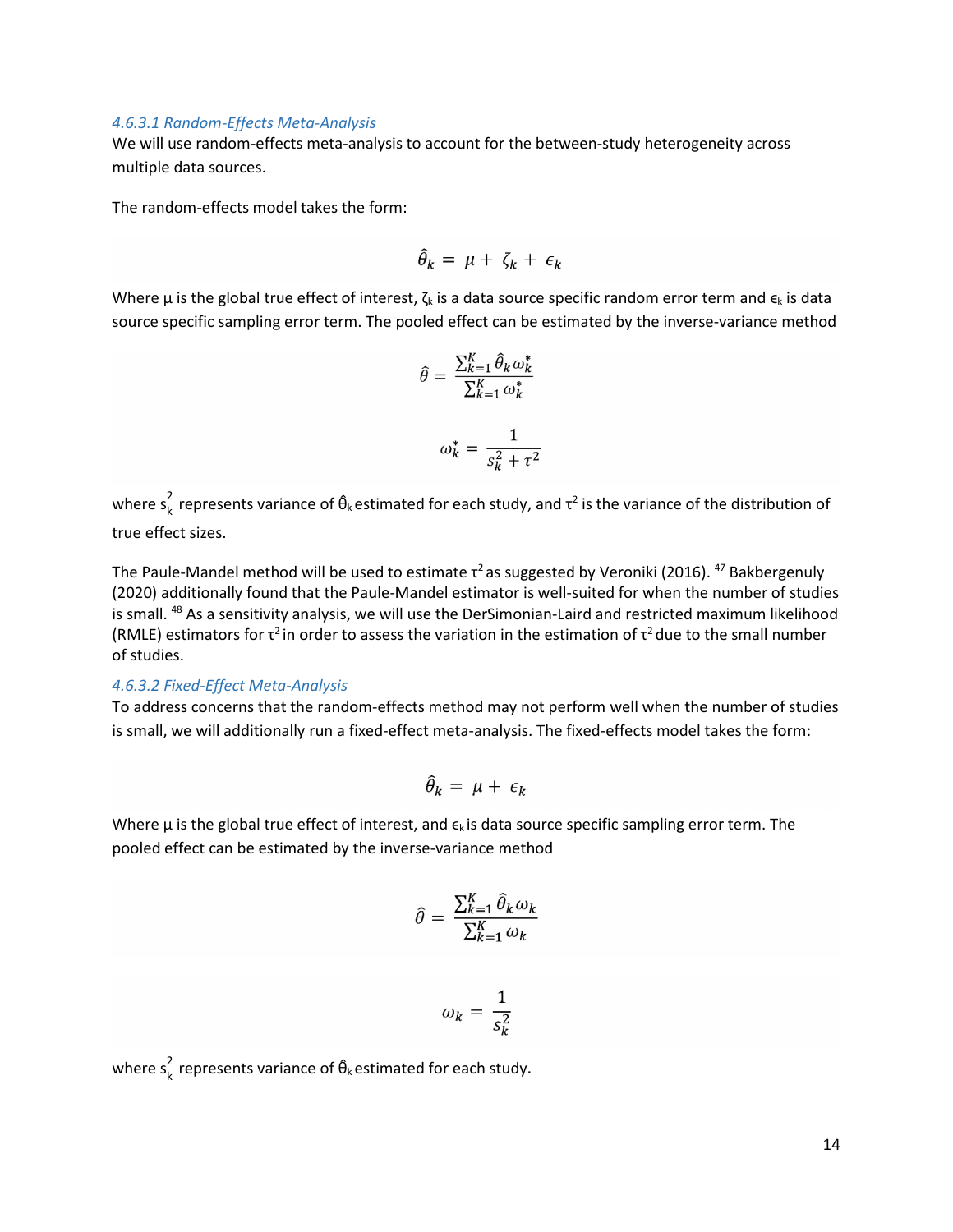#### *4.6.3.1 Random-Effects Meta-Analysis*

We will use random-effects meta-analysis to account for the between-study heterogeneity across multiple data sources.

The random-effects model takes the form:

$$\hat{\theta}_k = \mu + \zeta_k + \epsilon_k$$

Where μ is the global true effect of interest, $\zeta_k$ is a data source specific random error term and $\epsilon_k$ is data source specific sampling error term. The pooled effect can be estimated by the inverse-variance method

$$\hat{\theta} = \frac{\sum_{k=1}^{K} \hat{\theta}_k \omega_k^*}{\sum_{k=1}^{K} \omega_k^*}$$

$$\omega_k^* = \frac{1}{s_k^2 + \tau^2}$$

where $s_k^2$ represents variance of $\hat{\theta}_k$ estimated for each study, and $\tau^2$ is the variance of the distribution of true effect sizes.

The Paule-Mandel method will be used to estimate $\tau^2$ as suggested by Veroniki (2016). [47] Bakbergenuly (2020) additionally found that the Paule-Mandel estimator is well-suited for when the number of studies is small. [48] As a sensitivity analysis, we will use the DerSimonian-Laird and restricted maximum likelihood (RMLE) estimators for $\tau^2$ in order to assess the variation in the estimation of $\tau^2$ due to the small number of studies.

#### *4.6.3.2 Fixed-Effect Meta-Analysis*

To address concerns that the random-effects method may not perform well when the number of studies is small, we will additionally run a fixed-effect meta-analysis. The fixed-effects model takes the form:

$$\hat{\theta}_k = \mu + \epsilon_k$$

Where μ is the global true effect of interest, and $\epsilon_k$ is data source specific sampling error term. The pooled effect can be estimated by the inverse-variance method

$$\hat{\theta} = \frac{\sum_{k=1}^{K} \hat{\theta}_k \omega_k}{\sum_{k=1}^{K} \omega_k}$$

$$\omega_k = \frac{1}{s_k^2}$$

where $s_k^2$ represents variance of $\hat{\theta}_k$ estimated for each study.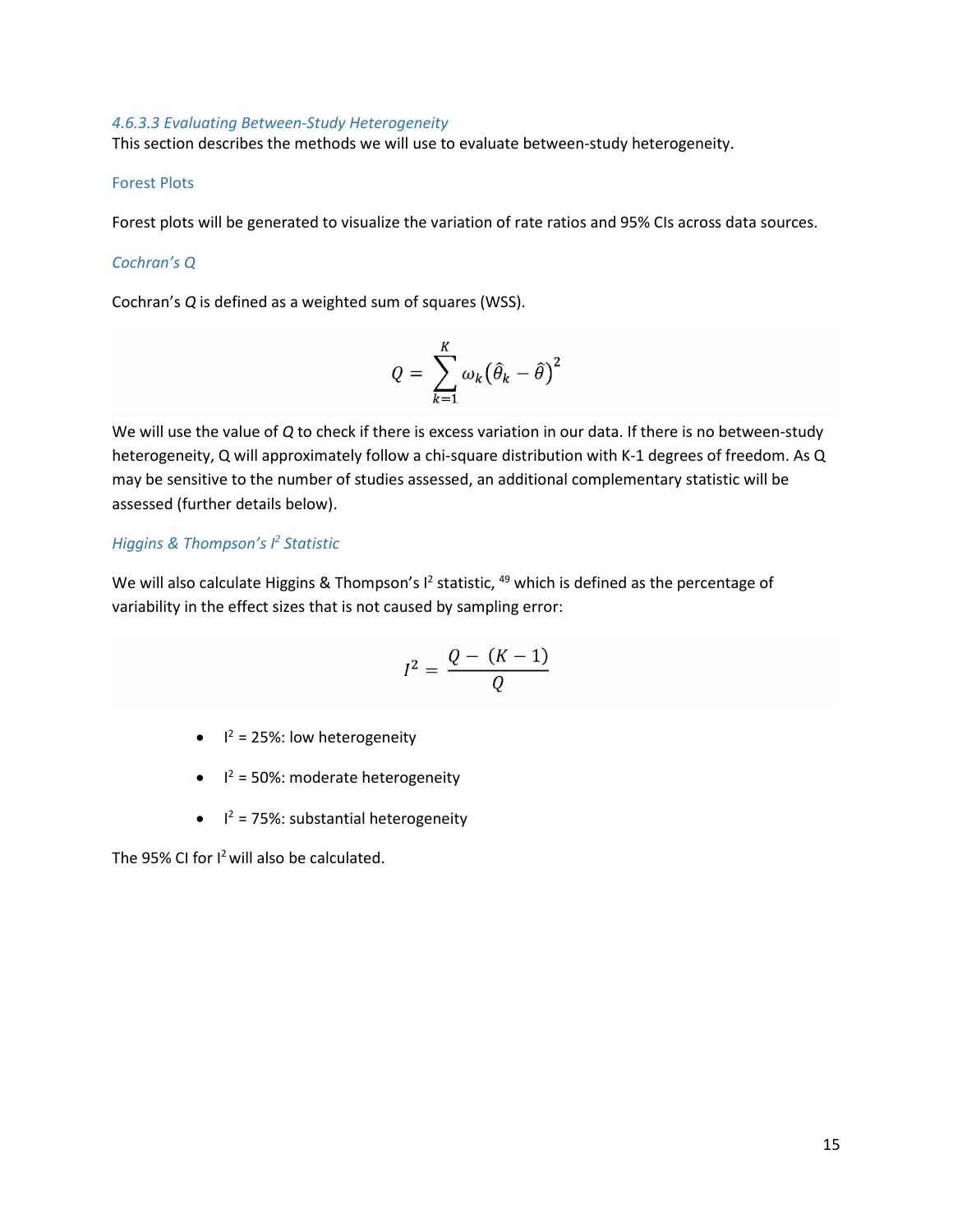#### *4.6.3.3 Evaluating Between-Study Heterogeneity*

This section describes the methods we will use to evaluate between-study heterogeneity.

##### Forest Plots

Forest plots will be generated to visualize the variation of rate ratios and 95% CIs across data sources.

##### *Cochran's Q*

Cochran's *Q* is defined as a weighted sum of squares (WSS).

$$Q = \sum_{k=1}^{K} \omega_k \left(\hat{\theta}_k - \hat{\theta}\right)^2$$

We will use the value of *Q* to check if there is excess variation in our data. If there is no between-study heterogeneity, Q will approximately follow a chi-square distribution with K-1 degrees of freedom. As Q may be sensitive to the number of studies assessed, an additional complementary statistic will be assessed (further details below).

##### *Higgins & Thompson's $I^2$ Statistic*

We will also calculate Higgins & Thompson's $I^2$ statistic, [49] which is defined as the percentage of variability in the effect sizes that is not caused by sampling error:

$$I^2 = \frac{Q - (K-1)}{Q}$$

- $I^2$ = 25%: low heterogeneity
- $I^2$ = 50%: moderate heterogeneity
- $I^2$ = 75%: substantial heterogeneity

The 95% CI for $I^2$ will also be calculated.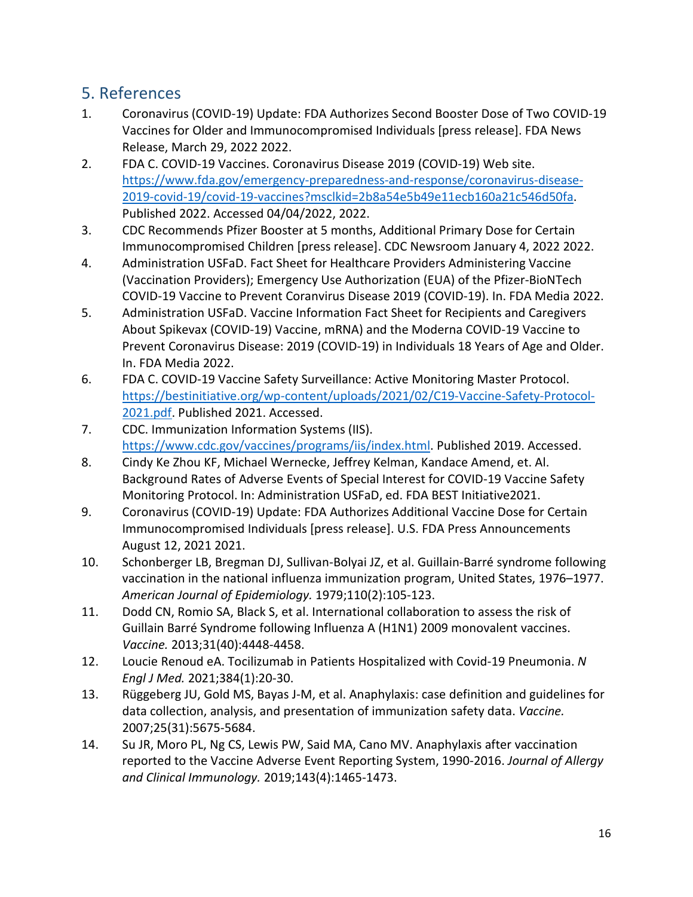## 5. References

1. Coronavirus (COVID-19) Update: FDA Authorizes Second Booster Dose of Two COVID-19 Vaccines for Older and Immunocompromised Individuals [press release]. FDA News Release, March 29, 2022 2022.
2. FDA C. COVID-19 Vaccines. Coronavirus Disease 2019 (COVID-19) Web site. https://www.fda.gov/emergency-preparedness-and-response/coronavirus-disease-2019-covid-19/covid-19-vaccines?msclkid=2b8a54e5b49e11ecb160a21c546d50fa. Published 2022. Accessed 04/04/2022, 2022.
3. CDC Recommends Pfizer Booster at 5 months, Additional Primary Dose for Certain Immunocompromised Children [press release]. CDC Newsroom January 4, 2022 2022.
4. Administration USFaD. Fact Sheet for Healthcare Providers Administering Vaccine (Vaccination Providers); Emergency Use Authorization (EUA) of the Pfizer-BioNTech COVID-19 Vaccine to Prevent Coranvirus Disease 2019 (COVID-19). In. FDA Media 2022.
5. Administration USFaD. Vaccine Information Fact Sheet for Recipients and Caregivers About Spikevax (COVID-19) Vaccine, mRNA) and the Moderna COVID-19 Vaccine to Prevent Coronavirus Disease: 2019 (COVID-19) in Individuals 18 Years of Age and Older. In. FDA Media 2022.
6. FDA C. COVID-19 Vaccine Safety Surveillance: Active Monitoring Master Protocol. https://bestinitiative.org/wp-content/uploads/2021/02/C19-Vaccine-Safety-Protocol-2021.pdf. Published 2021. Accessed.
7. CDC. Immunization Information Systems (IIS). https://www.cdc.gov/vaccines/programs/iis/index.html. Published 2019. Accessed.
8. Cindy Ke Zhou KF, Michael Wernecke, Jeffrey Kelman, Kandace Amend, et. Al. Background Rates of Adverse Events of Special Interest for COVID-19 Vaccine Safety Monitoring Protocol. In: Administration USFaD, ed. FDA BEST Initiative2021.
9. Coronavirus (COVID-19) Update: FDA Authorizes Additional Vaccine Dose for Certain Immunocompromised Individuals [press release]. U.S. FDA Press Announcements August 12, 2021 2021.
10. Schonberger LB, Bregman DJ, Sullivan-Bolyai JZ, et al. Guillain-Barré syndrome following vaccination in the national influenza immunization program, United States, 1976–1977. *American Journal of Epidemiology.* 1979;110(2):105-123.
11. Dodd CN, Romio SA, Black S, et al. International collaboration to assess the risk of Guillain Barré Syndrome following Influenza A (H1N1) 2009 monovalent vaccines. *Vaccine.* 2013;31(40):4448-4458.
12. Loucie Renoud eA. Tocilizumab in Patients Hospitalized with Covid-19 Pneumonia. *N Engl J Med.* 2021;384(1):20-30.
13. Rüggeberg JU, Gold MS, Bayas J-M, et al. Anaphylaxis: case definition and guidelines for data collection, analysis, and presentation of immunization safety data. *Vaccine.* 2007;25(31):5675-5684.
14. Su JR, Moro PL, Ng CS, Lewis PW, Said MA, Cano MV. Anaphylaxis after vaccination reported to the Vaccine Adverse Event Reporting System, 1990-2016. *Journal of Allergy and Clinical Immunology.* 2019;143(4):1465-1473.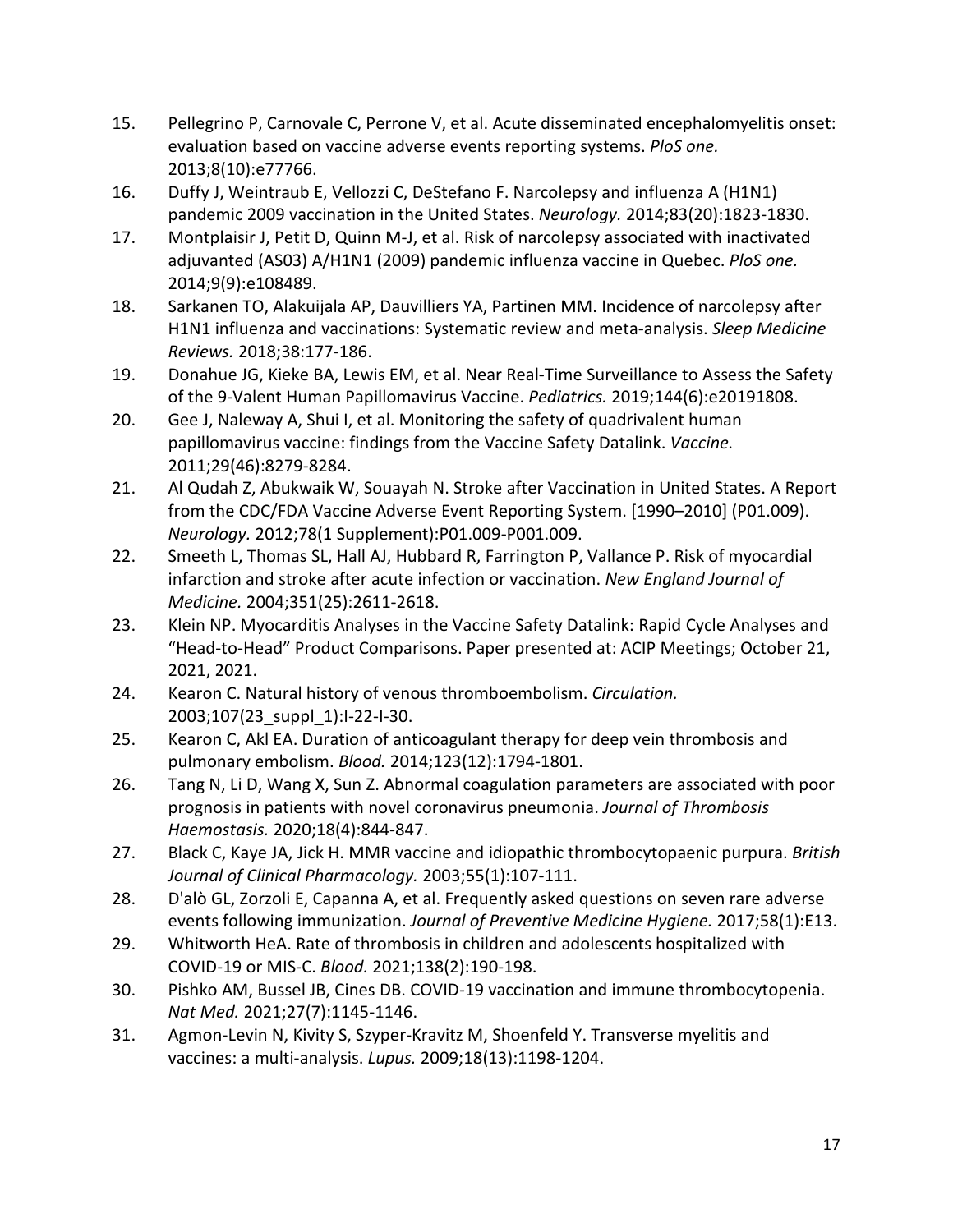15. Pellegrino P, Carnovale C, Perrone V, et al. Acute disseminated encephalomyelitis onset: evaluation based on vaccine adverse events reporting systems. *PloS one.* 2013;8(10):e77766.
16. Duffy J, Weintraub E, Vellozzi C, DeStefano F. Narcolepsy and influenza A (H1N1) pandemic 2009 vaccination in the United States. *Neurology.* 2014;83(20):1823-1830.
17. Montplaisir J, Petit D, Quinn M-J, et al. Risk of narcolepsy associated with inactivated adjuvanted (AS03) A/H1N1 (2009) pandemic influenza vaccine in Quebec. *PloS one.* 2014;9(9):e108489.
18. Sarkanen TO, Alakuijala AP, Dauvilliers YA, Partinen MM. Incidence of narcolepsy after H1N1 influenza and vaccinations: Systematic review and meta-analysis. *Sleep Medicine Reviews.* 2018;38:177-186.
19. Donahue JG, Kieke BA, Lewis EM, et al. Near Real-Time Surveillance to Assess the Safety of the 9-Valent Human Papillomavirus Vaccine. *Pediatrics.* 2019;144(6):e20191808.
20. Gee J, Naleway A, Shui I, et al. Monitoring the safety of quadrivalent human papillomavirus vaccine: findings from the Vaccine Safety Datalink. *Vaccine.* 2011;29(46):8279-8284.
21. Al Qudah Z, Abukwaik W, Souayah N. Stroke after Vaccination in United States. A Report from the CDC/FDA Vaccine Adverse Event Reporting System. [1990–2010] (P01.009). *Neurology.* 2012;78(1 Supplement):P01.009-P001.009.
22. Smeeth L, Thomas SL, Hall AJ, Hubbard R, Farrington P, Vallance P. Risk of myocardial infarction and stroke after acute infection or vaccination. *New England Journal of Medicine.* 2004;351(25):2611-2618.
23. Klein NP. Myocarditis Analyses in the Vaccine Safety Datalink: Rapid Cycle Analyses and "Head-to-Head" Product Comparisons. Paper presented at: ACIP Meetings; October 21, 2021, 2021.
24. Kearon C. Natural history of venous thromboembolism. *Circulation.* 2003;107(23_suppl_1):I-22-I-30.
25. Kearon C, Akl EA. Duration of anticoagulant therapy for deep vein thrombosis and pulmonary embolism. *Blood.* 2014;123(12):1794-1801.
26. Tang N, Li D, Wang X, Sun Z. Abnormal coagulation parameters are associated with poor prognosis in patients with novel coronavirus pneumonia. *Journal of Thrombosis Haemostasis.* 2020;18(4):844-847.
27. Black C, Kaye JA, Jick H. MMR vaccine and idiopathic thrombocytopaenic purpura. *British Journal of Clinical Pharmacology.* 2003;55(1):107-111.
28. D'alò GL, Zorzoli E, Capanna A, et al. Frequently asked questions on seven rare adverse events following immunization. *Journal of Preventive Medicine Hygiene.* 2017;58(1):E13.
29. Whitworth HeA. Rate of thrombosis in children and adolescents hospitalized with COVID-19 or MIS-C. *Blood.* 2021;138(2):190-198.
30. Pishko AM, Bussel JB, Cines DB. COVID-19 vaccination and immune thrombocytopenia. *Nat Med.* 2021;27(7):1145-1146.
31. Agmon-Levin N, Kivity S, Szyper-Kravitz M, Shoenfeld Y. Transverse myelitis and vaccines: a multi-analysis. *Lupus.* 2009;18(13):1198-1204.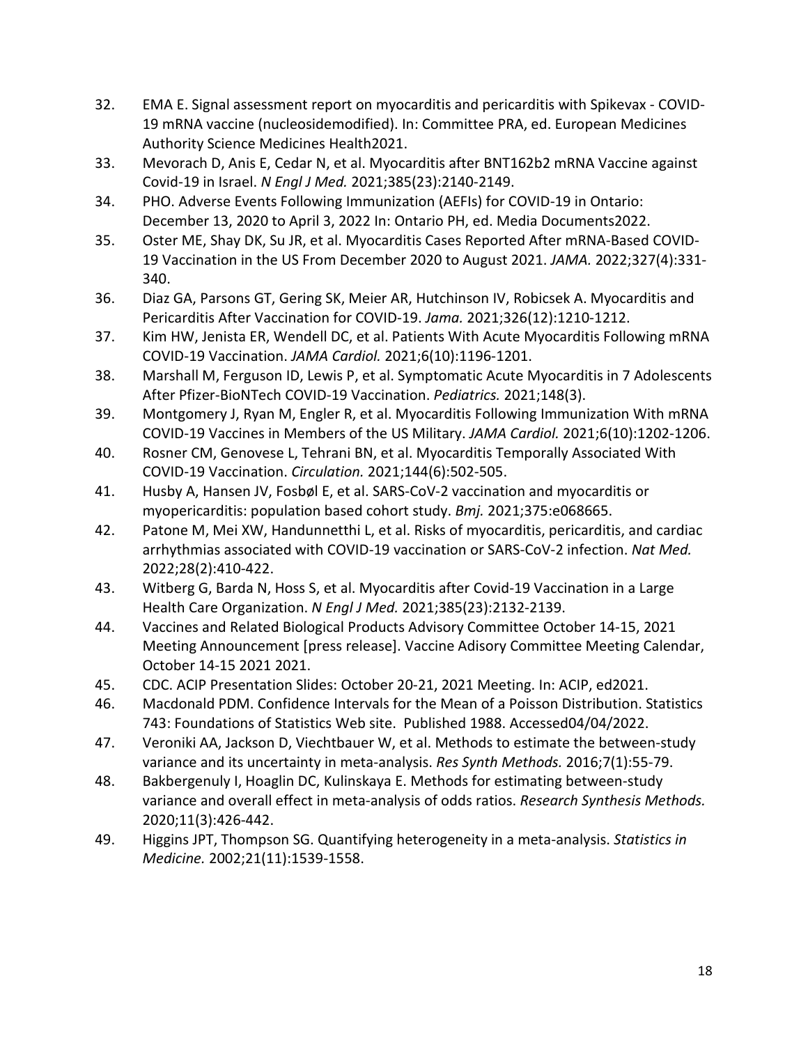32. EMA E. Signal assessment report on myocarditis and pericarditis with Spikevax - COVID-19 mRNA vaccine (nucleosidemodified). In: Committee PRA, ed. European Medicines Authority Science Medicines Health2021.
33. Mevorach D, Anis E, Cedar N, et al. Myocarditis after BNT162b2 mRNA Vaccine against Covid-19 in Israel. *N Engl J Med.* 2021;385(23):2140-2149.
34. PHO. Adverse Events Following Immunization (AEFIs) for COVID-19 in Ontario: December 13, 2020 to April 3, 2022 In: Ontario PH, ed. Media Documents2022.
35. Oster ME, Shay DK, Su JR, et al. Myocarditis Cases Reported After mRNA-Based COVID-19 Vaccination in the US From December 2020 to August 2021. *JAMA.* 2022;327(4):331-340.
36. Diaz GA, Parsons GT, Gering SK, Meier AR, Hutchinson IV, Robicsek A. Myocarditis and Pericarditis After Vaccination for COVID-19. *Jama.* 2021;326(12):1210-1212.
37. Kim HW, Jenista ER, Wendell DC, et al. Patients With Acute Myocarditis Following mRNA COVID-19 Vaccination. *JAMA Cardiol.* 2021;6(10):1196-1201.
38. Marshall M, Ferguson ID, Lewis P, et al. Symptomatic Acute Myocarditis in 7 Adolescents After Pfizer-BioNTech COVID-19 Vaccination. *Pediatrics.* 2021;148(3).
39. Montgomery J, Ryan M, Engler R, et al. Myocarditis Following Immunization With mRNA COVID-19 Vaccines in Members of the US Military. *JAMA Cardiol.* 2021;6(10):1202-1206.
40. Rosner CM, Genovese L, Tehrani BN, et al. Myocarditis Temporally Associated With COVID-19 Vaccination. *Circulation.* 2021;144(6):502-505.
41. Husby A, Hansen JV, Fosbøl E, et al. SARS-CoV-2 vaccination and myocarditis or myopericarditis: population based cohort study. *Bmj.* 2021;375:e068665.
42. Patone M, Mei XW, Handunnetthi L, et al. Risks of myocarditis, pericarditis, and cardiac arrhythmias associated with COVID-19 vaccination or SARS-CoV-2 infection. *Nat Med.* 2022;28(2):410-422.
43. Witberg G, Barda N, Hoss S, et al. Myocarditis after Covid-19 Vaccination in a Large Health Care Organization. *N Engl J Med.* 2021;385(23):2132-2139.
44. Vaccines and Related Biological Products Advisory Committee October 14-15, 2021 Meeting Announcement [press release]. Vaccine Adisory Committee Meeting Calendar, October 14-15 2021 2021.
45. CDC. ACIP Presentation Slides: October 20-21, 2021 Meeting. In: ACIP, ed2021.
46. Macdonald PDM. Confidence Intervals for the Mean of a Poisson Distribution. Statistics 743: Foundations of Statistics Web site. Published 1988. Accessed04/04/2022.
47. Veroniki AA, Jackson D, Viechtbauer W, et al. Methods to estimate the between-study variance and its uncertainty in meta-analysis. *Res Synth Methods.* 2016;7(1):55-79.
48. Bakbergenuly I, Hoaglin DC, Kulinskaya E. Methods for estimating between-study variance and overall effect in meta-analysis of odds ratios. *Research Synthesis Methods.* 2020;11(3):426-442.
49. Higgins JPT, Thompson SG. Quantifying heterogeneity in a meta-analysis. *Statistics in Medicine.* 2002;21(11):1539-1558.